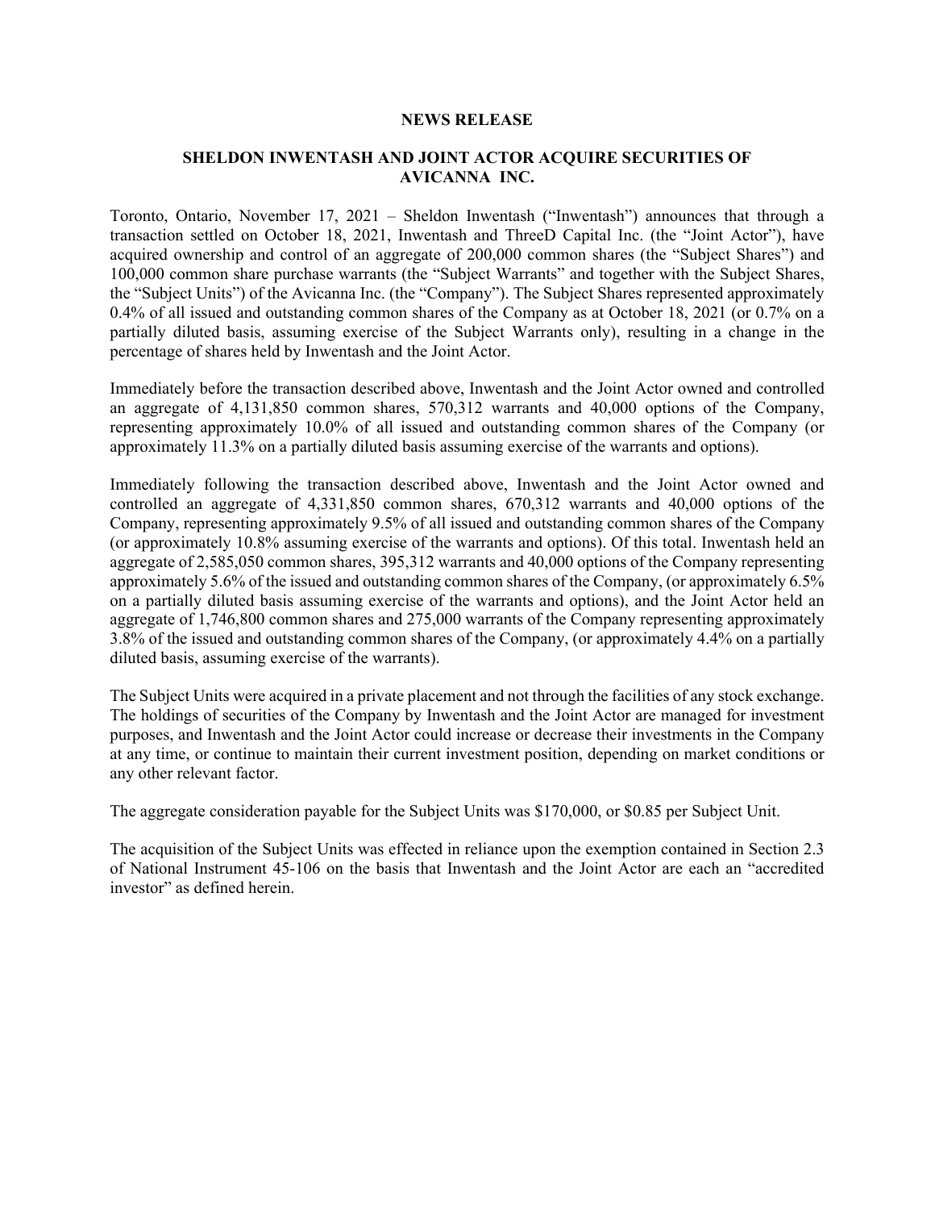**NEWS RELEASE**

**SHELDON INWENTASH AND JOINT ACTOR ACQUIRE SECURITIES OF AVICANNA INC.**

Toronto, Ontario, November 17, 2021 – Sheldon Inwentash ("Inwentash") announces that through a transaction settled on October 18, 2021, Inwentash and ThreeD Capital Inc. (the "Joint Actor"), have acquired ownership and control of an aggregate of 200,000 common shares (the "Subject Shares") and 100,000 common share purchase warrants (the "Subject Warrants" and together with the Subject Shares, the "Subject Units") of the Avicanna Inc. (the "Company"). The Subject Shares represented approximately 0.4% of all issued and outstanding common shares of the Company as at October 18, 2021 (or 0.7% on a partially diluted basis, assuming exercise of the Subject Warrants only), resulting in a change in the percentage of shares held by Inwentash and the Joint Actor.

Immediately before the transaction described above, Inwentash and the Joint Actor owned and controlled an aggregate of 4,131,850 common shares, 570,312 warrants and 40,000 options of the Company, representing approximately 10.0% of all issued and outstanding common shares of the Company (or approximately 11.3% on a partially diluted basis assuming exercise of the warrants and options).

Immediately following the transaction described above, Inwentash and the Joint Actor owned and controlled an aggregate of 4,331,850 common shares, 670,312 warrants and 40,000 options of the Company, representing approximately 9.5% of all issued and outstanding common shares of the Company (or approximately 10.8% assuming exercise of the warrants and options). Of this total. Inwentash held an aggregate of 2,585,050 common shares, 395,312 warrants and 40,000 options of the Company representing approximately 5.6% of the issued and outstanding common shares of the Company, (or approximately 6.5% on a partially diluted basis assuming exercise of the warrants and options), and the Joint Actor held an aggregate of 1,746,800 common shares and 275,000 warrants of the Company representing approximately 3.8% of the issued and outstanding common shares of the Company, (or approximately 4.4% on a partially diluted basis, assuming exercise of the warrants).

The Subject Units were acquired in a private placement and not through the facilities of any stock exchange. The holdings of securities of the Company by Inwentash and the Joint Actor are managed for investment purposes, and Inwentash and the Joint Actor could increase or decrease their investments in the Company at any time, or continue to maintain their current investment position, depending on market conditions or any other relevant factor.

The aggregate consideration payable for the Subject Units was $170,000, or $0.85 per Subject Unit.

The acquisition of the Subject Units was effected in reliance upon the exemption contained in Section 2.3 of National Instrument 45-106 on the basis that Inwentash and the Joint Actor are each an "accredited investor" as defined herein.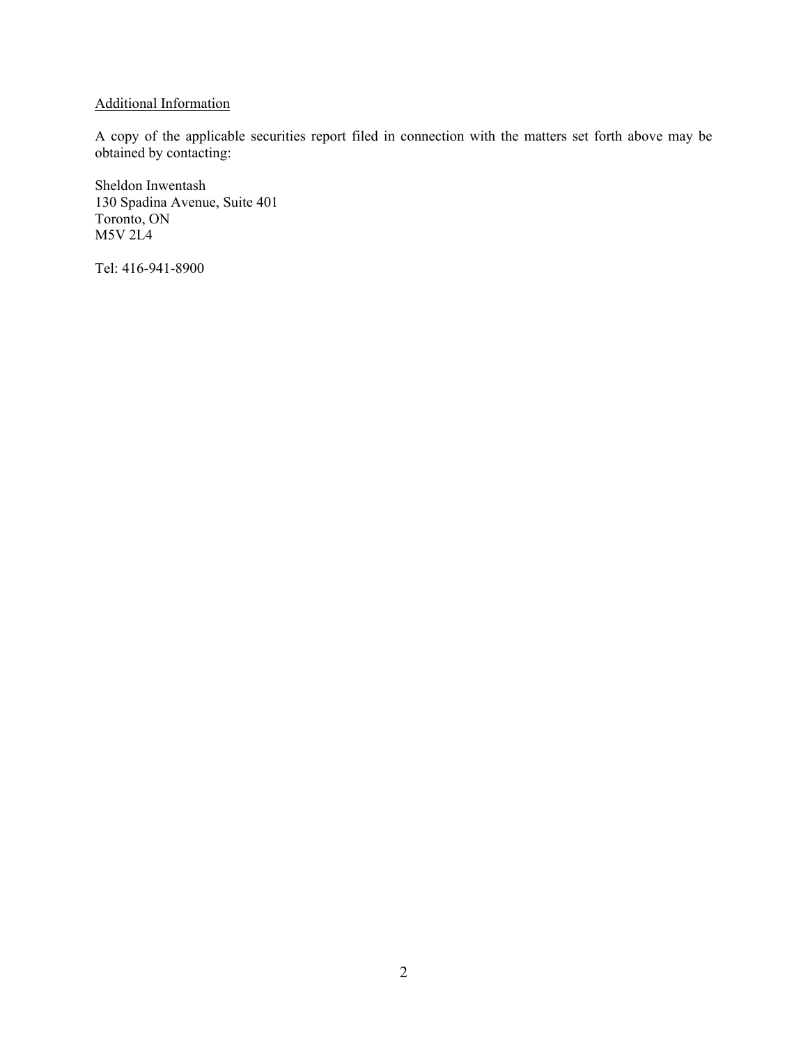Additional Information

A copy of the applicable securities report filed in connection with the matters set forth above may be obtained by contacting:

Sheldon Inwentash
130 Spadina Avenue, Suite 401
Toronto, ON
M5V 2L4

Tel: 416-941-8900